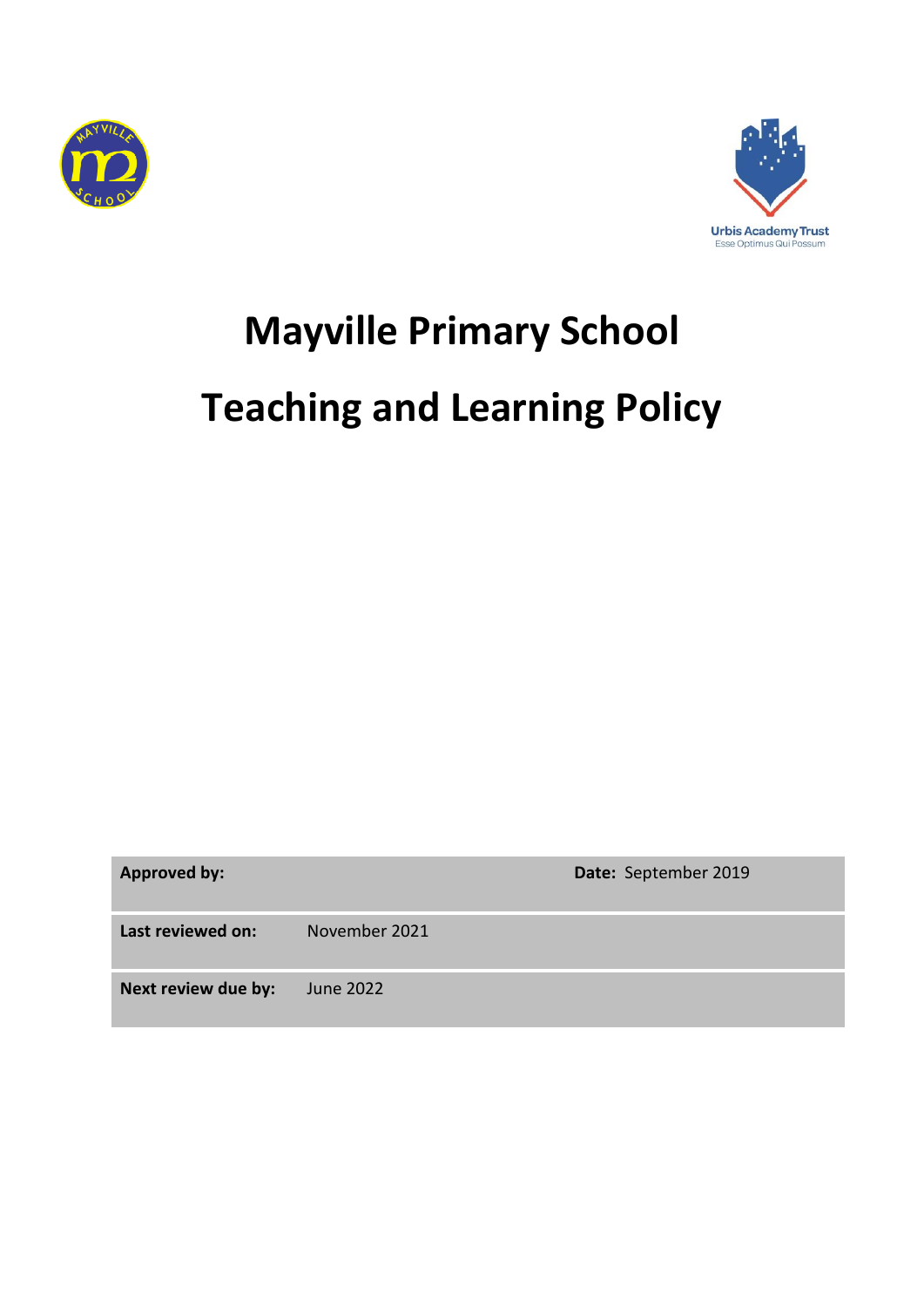# Mayville Primary School

# Teaching and Learning Policy

| **Approved by:** | | **Date:** September 2019 |
|---|---|---|
| **Last reviewed on:** | November 2021 | |
| **Next review due by:** | June 2022 | |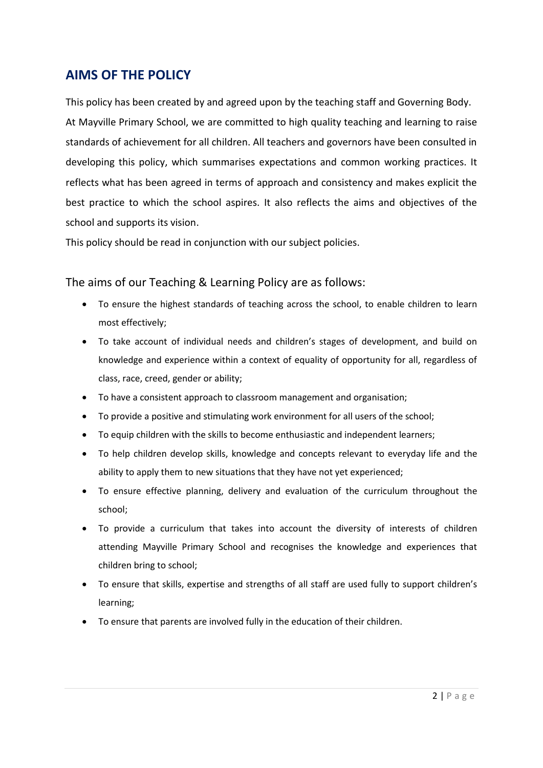## AIMS OF THE POLICY

This policy has been created by and agreed upon by the teaching staff and Governing Body. At Mayville Primary School, we are committed to high quality teaching and learning to raise standards of achievement for all children. All teachers and governors have been consulted in developing this policy, which summarises expectations and common working practices. It reflects what has been agreed in terms of approach and consistency and makes explicit the best practice to which the school aspires. It also reflects the aims and objectives of the school and supports its vision.

This policy should be read in conjunction with our subject policies.

### The aims of our Teaching & Learning Policy are as follows:

- To ensure the highest standards of teaching across the school, to enable children to learn most effectively;
- To take account of individual needs and children's stages of development, and build on knowledge and experience within a context of equality of opportunity for all, regardless of class, race, creed, gender or ability;
- To have a consistent approach to classroom management and organisation;
- To provide a positive and stimulating work environment for all users of the school;
- To equip children with the skills to become enthusiastic and independent learners;
- To help children develop skills, knowledge and concepts relevant to everyday life and the ability to apply them to new situations that they have not yet experienced;
- To ensure effective planning, delivery and evaluation of the curriculum throughout the school;
- To provide a curriculum that takes into account the diversity of interests of children attending Mayville Primary School and recognises the knowledge and experiences that children bring to school;
- To ensure that skills, expertise and strengths of all staff are used fully to support children's learning;
- To ensure that parents are involved fully in the education of their children.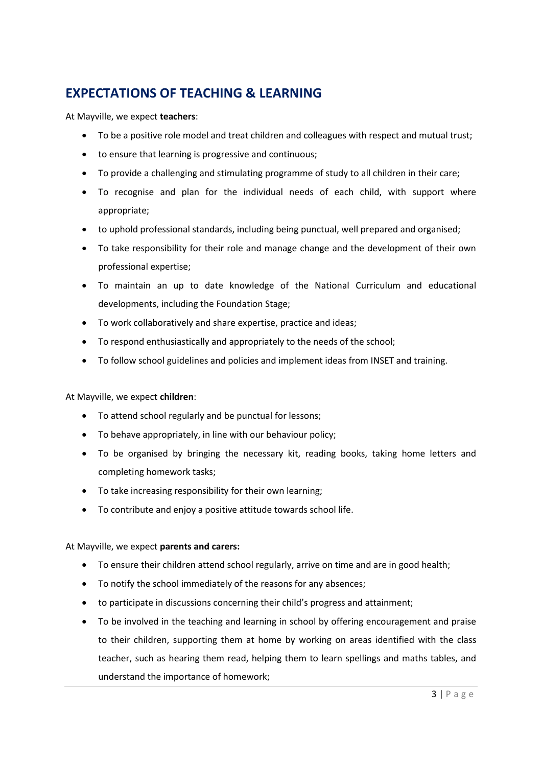## EXPECTATIONS OF TEACHING & LEARNING

At Mayville, we expect **teachers**:

- To be a positive role model and treat children and colleagues with respect and mutual trust;
- to ensure that learning is progressive and continuous;
- To provide a challenging and stimulating programme of study to all children in their care;
- To recognise and plan for the individual needs of each child, with support where appropriate;
- to uphold professional standards, including being punctual, well prepared and organised;
- To take responsibility for their role and manage change and the development of their own professional expertise;
- To maintain an up to date knowledge of the National Curriculum and educational developments, including the Foundation Stage;
- To work collaboratively and share expertise, practice and ideas;
- To respond enthusiastically and appropriately to the needs of the school;
- To follow school guidelines and policies and implement ideas from INSET and training.

At Mayville, we expect **children**:

- To attend school regularly and be punctual for lessons;
- To behave appropriately, in line with our behaviour policy;
- To be organised by bringing the necessary kit, reading books, taking home letters and completing homework tasks;
- To take increasing responsibility for their own learning;
- To contribute and enjoy a positive attitude towards school life.

At Mayville, we expect **parents and carers:**

- To ensure their children attend school regularly, arrive on time and are in good health;
- To notify the school immediately of the reasons for any absences;
- to participate in discussions concerning their child's progress and attainment;
- To be involved in the teaching and learning in school by offering encouragement and praise to their children, supporting them at home by working on areas identified with the class teacher, such as hearing them read, helping them to learn spellings and maths tables, and understand the importance of homework;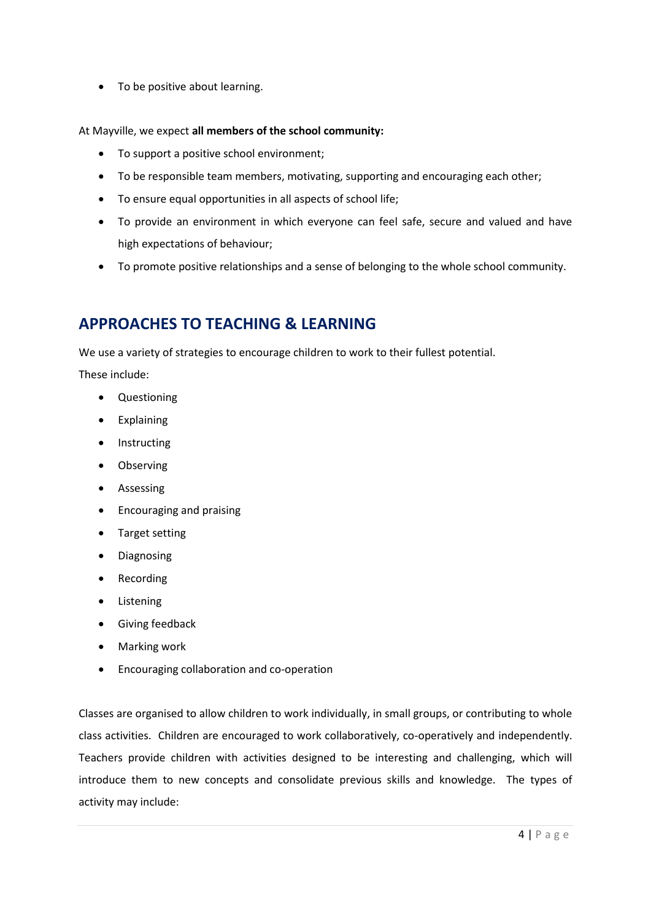- To be positive about learning.

At Mayville, we expect **all members of the school community:**

- To support a positive school environment;
- To be responsible team members, motivating, supporting and encouraging each other;
- To ensure equal opportunities in all aspects of school life;
- To provide an environment in which everyone can feel safe, secure and valued and have high expectations of behaviour;
- To promote positive relationships and a sense of belonging to the whole school community.

## APPROACHES TO TEACHING & LEARNING

We use a variety of strategies to encourage children to work to their fullest potential.
These include:

- Questioning
- Explaining
- Instructing
- Observing
- Assessing
- Encouraging and praising
- Target setting
- Diagnosing
- Recording
- Listening
- Giving feedback
- Marking work
- Encouraging collaboration and co-operation

Classes are organised to allow children to work individually, in small groups, or contributing to whole class activities. Children are encouraged to work collaboratively, co-operatively and independently. Teachers provide children with activities designed to be interesting and challenging, which will introduce them to new concepts and consolidate previous skills and knowledge. The types of activity may include: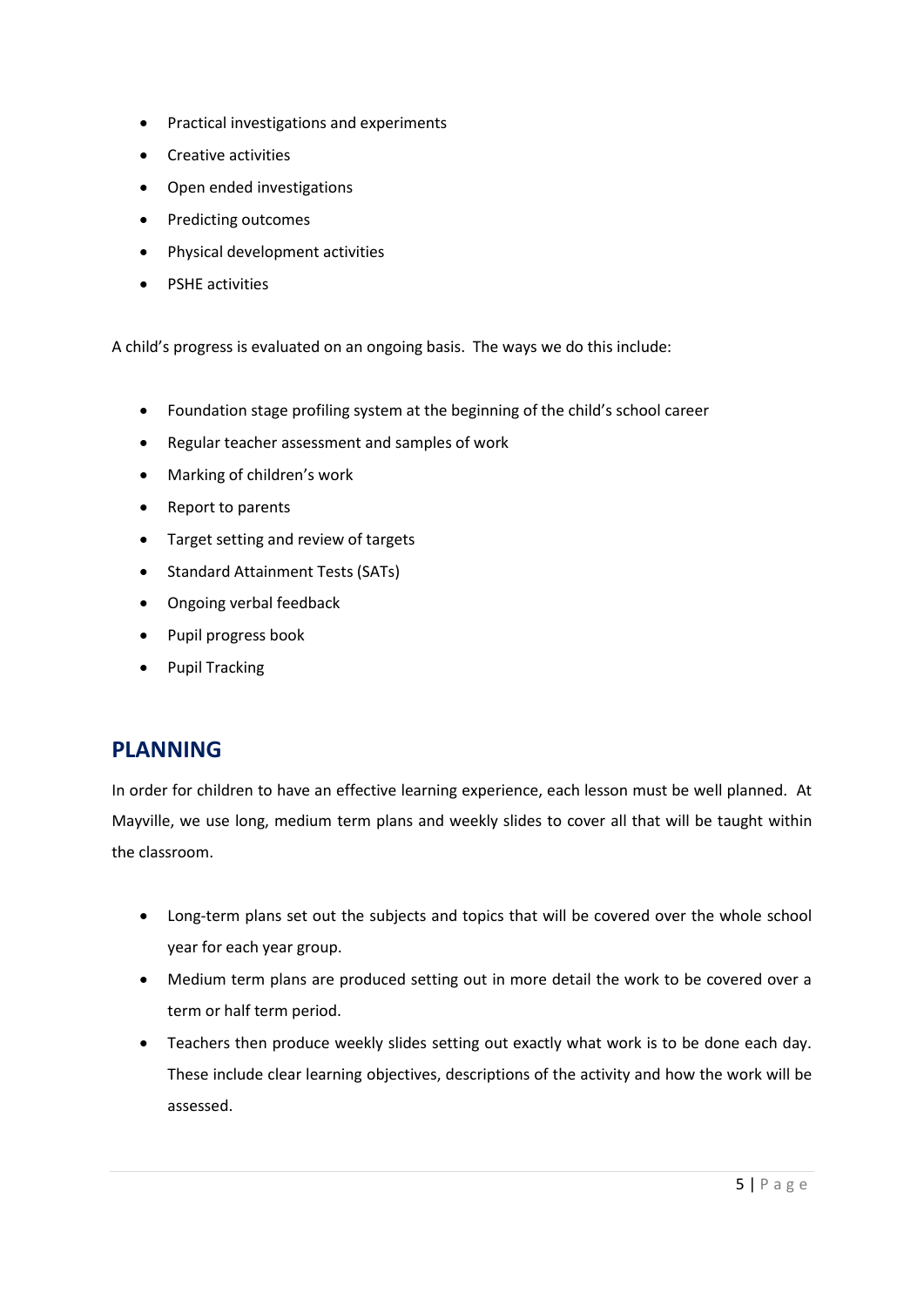- Practical investigations and experiments
- Creative activities
- Open ended investigations
- Predicting outcomes
- Physical development activities
- PSHE activities

A child's progress is evaluated on an ongoing basis. The ways we do this include:

- Foundation stage profiling system at the beginning of the child's school career
- Regular teacher assessment and samples of work
- Marking of children's work
- Report to parents
- Target setting and review of targets
- Standard Attainment Tests (SATs)
- Ongoing verbal feedback
- Pupil progress book
- Pupil Tracking

## PLANNING

In order for children to have an effective learning experience, each lesson must be well planned. At Mayville, we use long, medium term plans and weekly slides to cover all that will be taught within the classroom.

- Long-term plans set out the subjects and topics that will be covered over the whole school year for each year group.
- Medium term plans are produced setting out in more detail the work to be covered over a term or half term period.
- Teachers then produce weekly slides setting out exactly what work is to be done each day. These include clear learning objectives, descriptions of the activity and how the work will be assessed.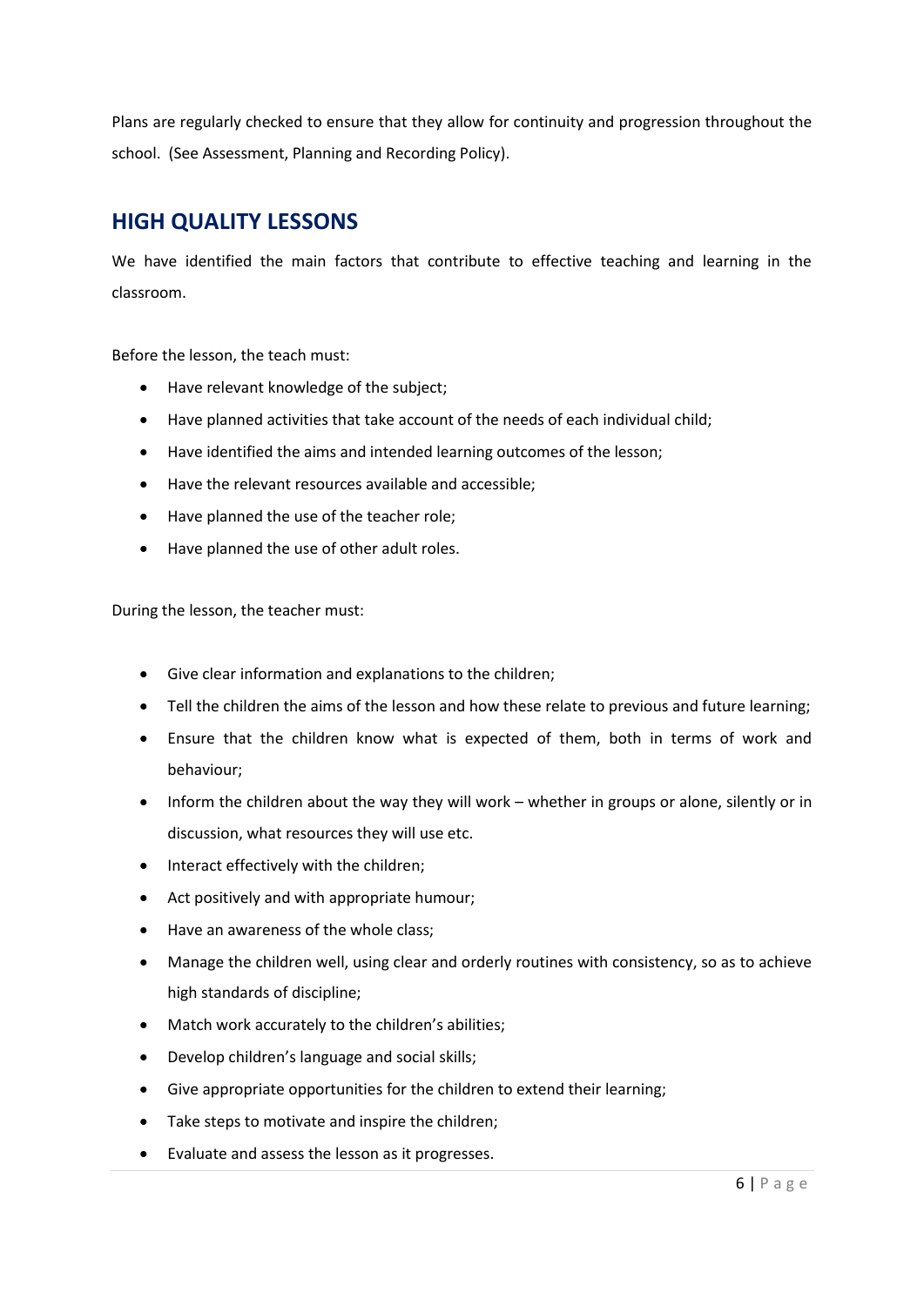Plans are regularly checked to ensure that they allow for continuity and progression throughout the school. (See Assessment, Planning and Recording Policy).

## HIGH QUALITY LESSONS

We have identified the main factors that contribute to effective teaching and learning in the classroom.

Before the lesson, the teach must:

- Have relevant knowledge of the subject;
- Have planned activities that take account of the needs of each individual child;
- Have identified the aims and intended learning outcomes of the lesson;
- Have the relevant resources available and accessible;
- Have planned the use of the teacher role;
- Have planned the use of other adult roles.

During the lesson, the teacher must:

- Give clear information and explanations to the children;
- Tell the children the aims of the lesson and how these relate to previous and future learning;
- Ensure that the children know what is expected of them, both in terms of work and behaviour;
- Inform the children about the way they will work – whether in groups or alone, silently or in discussion, what resources they will use etc.
- Interact effectively with the children;
- Act positively and with appropriate humour;
- Have an awareness of the whole class;
- Manage the children well, using clear and orderly routines with consistency, so as to achieve high standards of discipline;
- Match work accurately to the children's abilities;
- Develop children's language and social skills;
- Give appropriate opportunities for the children to extend their learning;
- Take steps to motivate and inspire the children;
- Evaluate and assess the lesson as it progresses.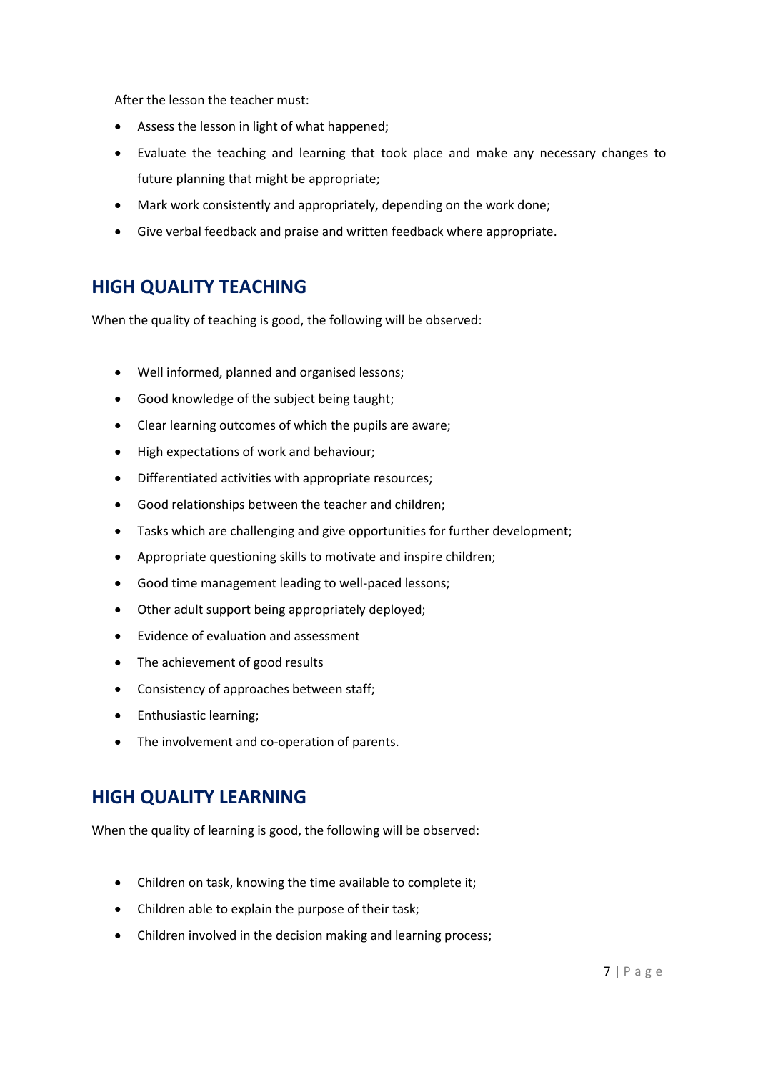After the lesson the teacher must:

- Assess the lesson in light of what happened;
- Evaluate the teaching and learning that took place and make any necessary changes to future planning that might be appropriate;
- Mark work consistently and appropriately, depending on the work done;
- Give verbal feedback and praise and written feedback where appropriate.

## HIGH QUALITY TEACHING

When the quality of teaching is good, the following will be observed:

- Well informed, planned and organised lessons;
- Good knowledge of the subject being taught;
- Clear learning outcomes of which the pupils are aware;
- High expectations of work and behaviour;
- Differentiated activities with appropriate resources;
- Good relationships between the teacher and children;
- Tasks which are challenging and give opportunities for further development;
- Appropriate questioning skills to motivate and inspire children;
- Good time management leading to well-paced lessons;
- Other adult support being appropriately deployed;
- Evidence of evaluation and assessment
- The achievement of good results
- Consistency of approaches between staff;
- Enthusiastic learning;
- The involvement and co-operation of parents.

## HIGH QUALITY LEARNING

When the quality of learning is good, the following will be observed:

- Children on task, knowing the time available to complete it;
- Children able to explain the purpose of their task;
- Children involved in the decision making and learning process;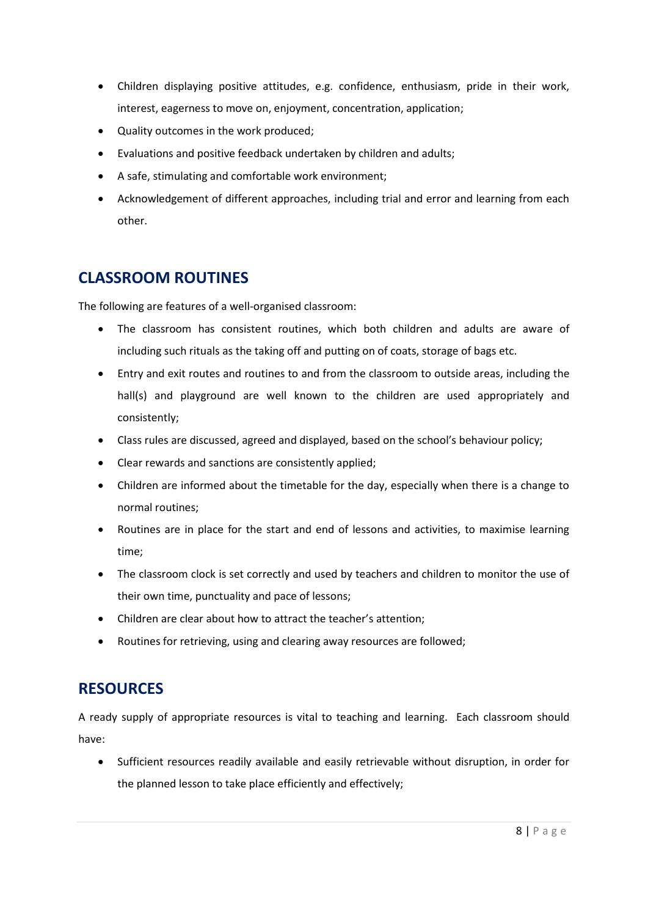- Children displaying positive attitudes, e.g. confidence, enthusiasm, pride in their work, interest, eagerness to move on, enjoyment, concentration, application;
- Quality outcomes in the work produced;
- Evaluations and positive feedback undertaken by children and adults;
- A safe, stimulating and comfortable work environment;
- Acknowledgement of different approaches, including trial and error and learning from each other.

## CLASSROOM ROUTINES

The following are features of a well-organised classroom:

- The classroom has consistent routines, which both children and adults are aware of including such rituals as the taking off and putting on of coats, storage of bags etc.
- Entry and exit routes and routines to and from the classroom to outside areas, including the hall(s) and playground are well known to the children are used appropriately and consistently;
- Class rules are discussed, agreed and displayed, based on the school's behaviour policy;
- Clear rewards and sanctions are consistently applied;
- Children are informed about the timetable for the day, especially when there is a change to normal routines;
- Routines are in place for the start and end of lessons and activities, to maximise learning time;
- The classroom clock is set correctly and used by teachers and children to monitor the use of their own time, punctuality and pace of lessons;
- Children are clear about how to attract the teacher's attention;
- Routines for retrieving, using and clearing away resources are followed;

## RESOURCES

A ready supply of appropriate resources is vital to teaching and learning. Each classroom should have:

- Sufficient resources readily available and easily retrievable without disruption, in order for the planned lesson to take place efficiently and effectively;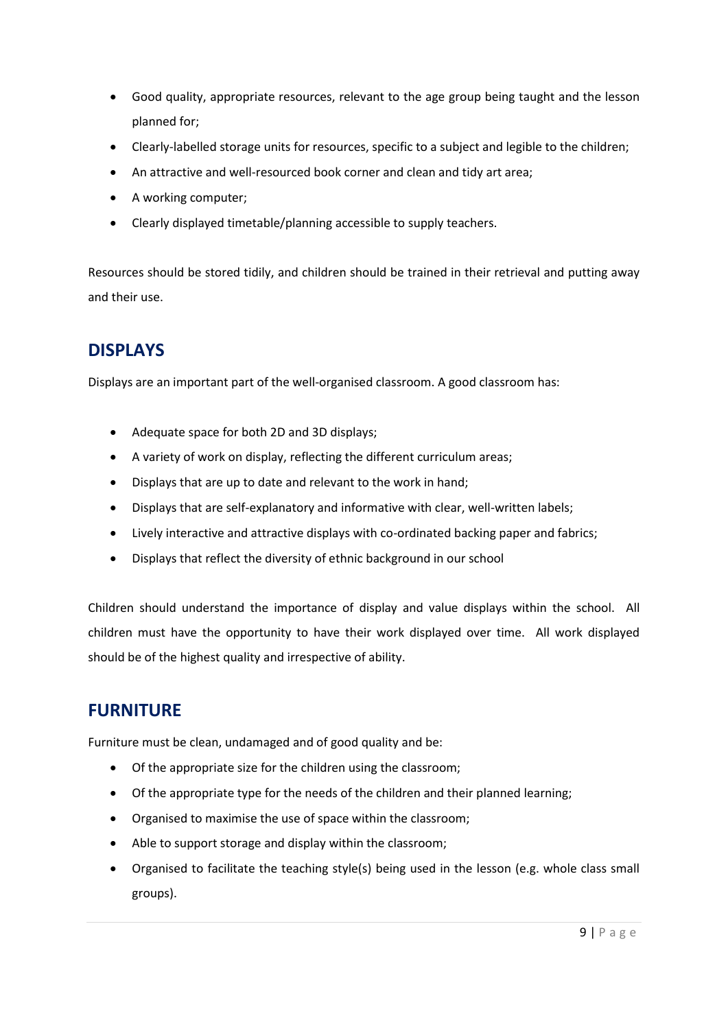- Good quality, appropriate resources, relevant to the age group being taught and the lesson planned for;
- Clearly-labelled storage units for resources, specific to a subject and legible to the children;
- An attractive and well-resourced book corner and clean and tidy art area;
- A working computer;
- Clearly displayed timetable/planning accessible to supply teachers.

Resources should be stored tidily, and children should be trained in their retrieval and putting away and their use.

## DISPLAYS

Displays are an important part of the well-organised classroom. A good classroom has:

- Adequate space for both 2D and 3D displays;
- A variety of work on display, reflecting the different curriculum areas;
- Displays that are up to date and relevant to the work in hand;
- Displays that are self-explanatory and informative with clear, well-written labels;
- Lively interactive and attractive displays with co-ordinated backing paper and fabrics;
- Displays that reflect the diversity of ethnic background in our school

Children should understand the importance of display and value displays within the school. All children must have the opportunity to have their work displayed over time. All work displayed should be of the highest quality and irrespective of ability.

## FURNITURE

Furniture must be clean, undamaged and of good quality and be:

- Of the appropriate size for the children using the classroom;
- Of the appropriate type for the needs of the children and their planned learning;
- Organised to maximise the use of space within the classroom;
- Able to support storage and display within the classroom;
- Organised to facilitate the teaching style(s) being used in the lesson (e.g. whole class small groups).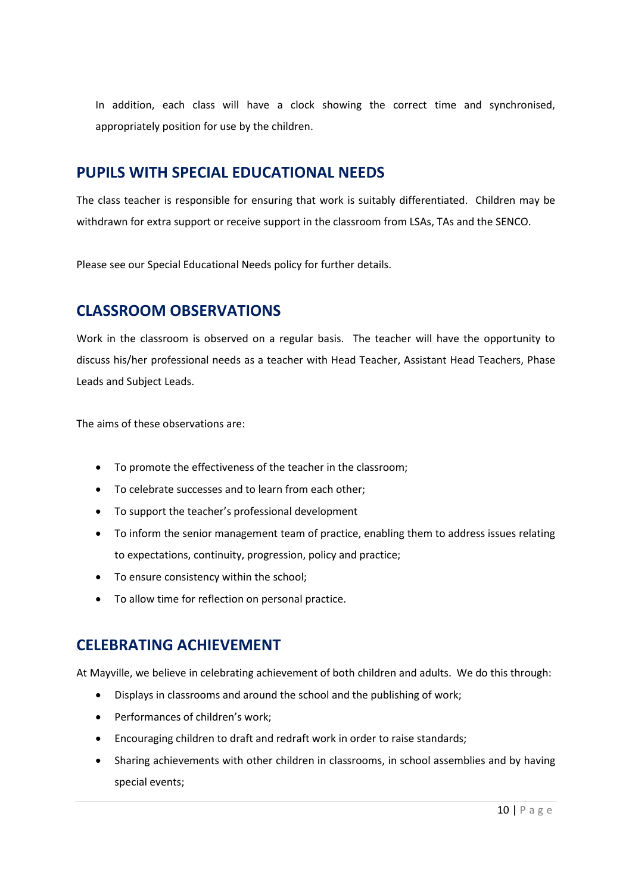In addition, each class will have a clock showing the correct time and synchronised, appropriately position for use by the children.

## PUPILS WITH SPECIAL EDUCATIONAL NEEDS

The class teacher is responsible for ensuring that work is suitably differentiated. Children may be withdrawn for extra support or receive support in the classroom from LSAs, TAs and the SENCO.

Please see our Special Educational Needs policy for further details.

## CLASSROOM OBSERVATIONS

Work in the classroom is observed on a regular basis. The teacher will have the opportunity to discuss his/her professional needs as a teacher with Head Teacher, Assistant Head Teachers, Phase Leads and Subject Leads.

The aims of these observations are:

- To promote the effectiveness of the teacher in the classroom;
- To celebrate successes and to learn from each other;
- To support the teacher's professional development
- To inform the senior management team of practice, enabling them to address issues relating to expectations, continuity, progression, policy and practice;
- To ensure consistency within the school;
- To allow time for reflection on personal practice.

## CELEBRATING ACHIEVEMENT

At Mayville, we believe in celebrating achievement of both children and adults. We do this through:

- Displays in classrooms and around the school and the publishing of work;
- Performances of children's work;
- Encouraging children to draft and redraft work in order to raise standards;
- Sharing achievements with other children in classrooms, in school assemblies and by having special events;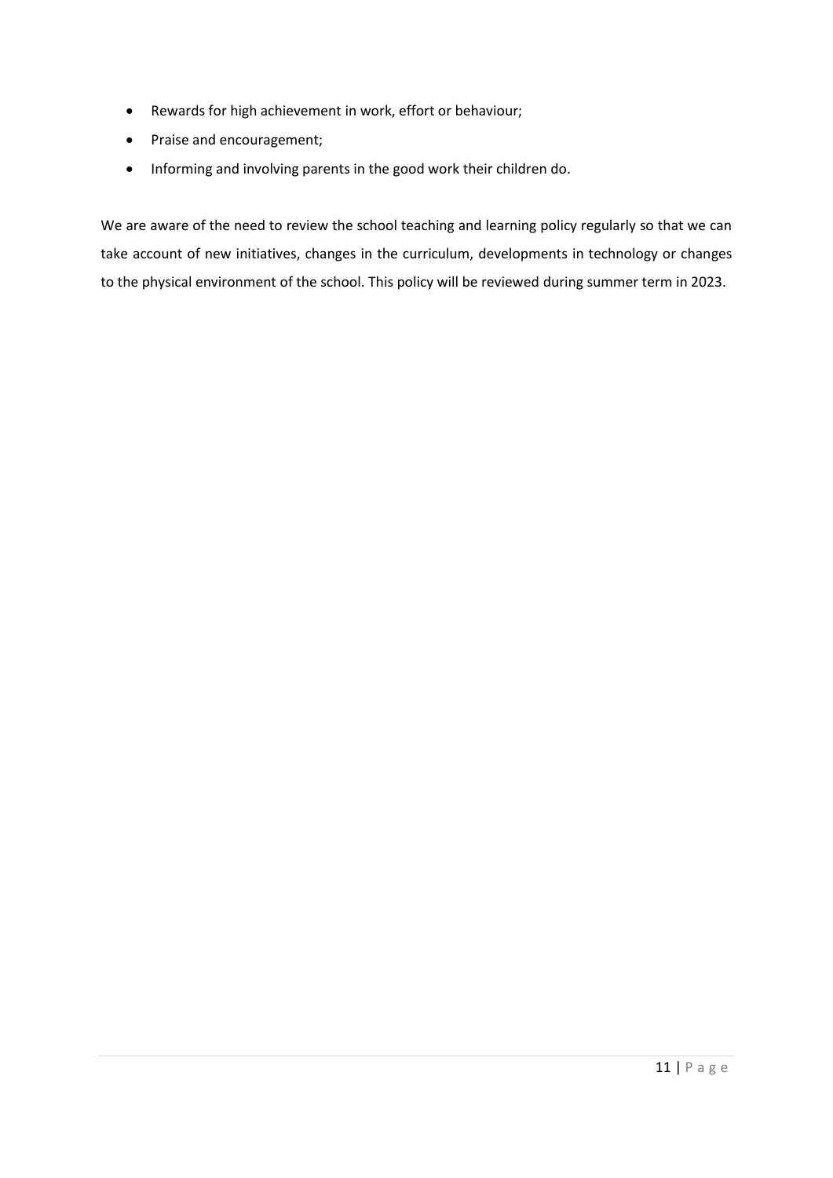- Rewards for high achievement in work, effort or behaviour;
- Praise and encouragement;
- Informing and involving parents in the good work their children do.

We are aware of the need to review the school teaching and learning policy regularly so that we can take account of new initiatives, changes in the curriculum, developments in technology or changes to the physical environment of the school. This policy will be reviewed during summer term in 2023.